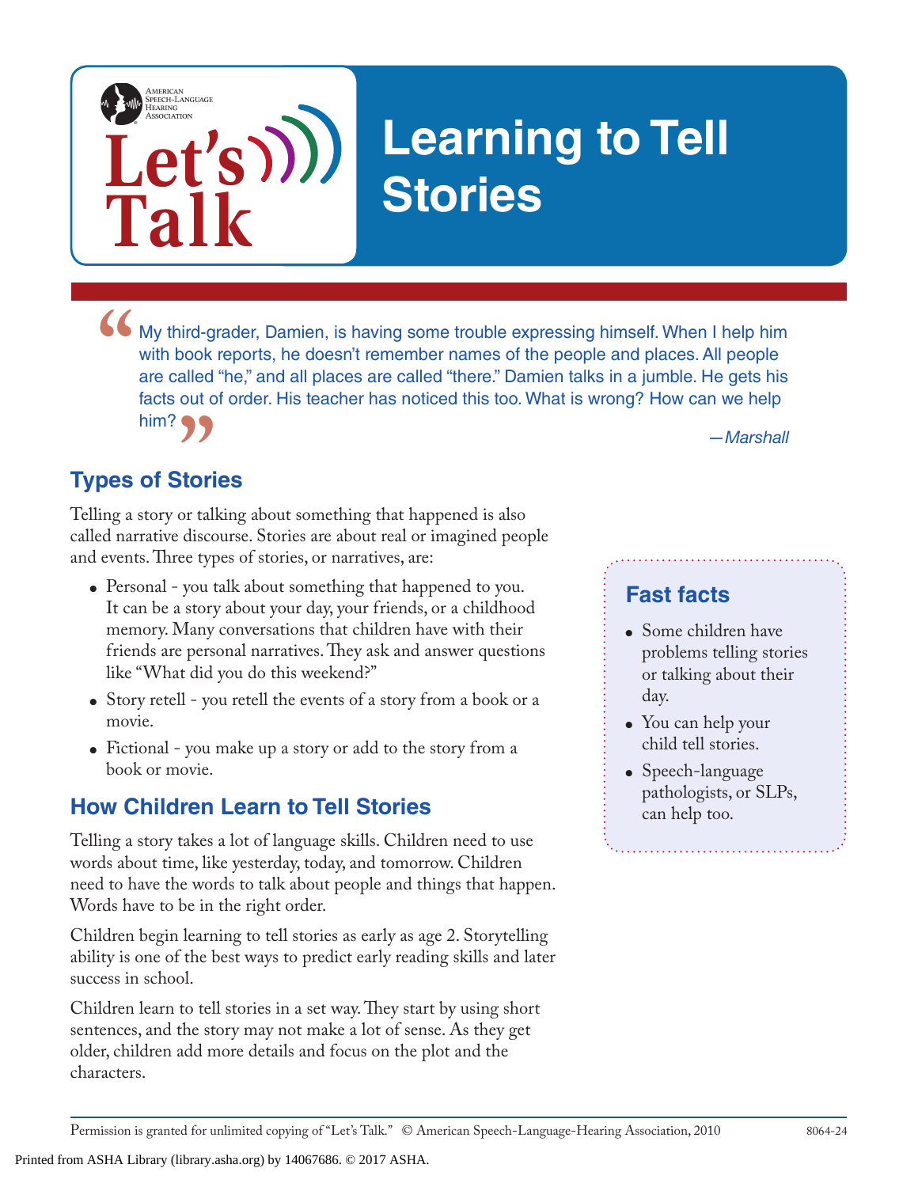American Speech-Language-Hearing Association

Let's Talk

# Learning to Tell Stories

> "My third-grader, Damien, is having some trouble expressing himself. When I help him with book reports, he doesn't remember names of the people and places. All people are called "he," and all places are called "there." Damien talks in a jumble. He gets his facts out of order. His teacher has noticed this too. What is wrong? How can we help him?"
>
> *—Marshall*

## Types of Stories

Telling a story or talking about something that happened is also called narrative discourse. Stories are about real or imagined people and events. Three types of stories, or narratives, are:

- Personal - you talk about something that happened to you. It can be a story about your day, your friends, or a childhood memory. Many conversations that children have with their friends are personal narratives. They ask and answer questions like "What did you do this weekend?"
- Story retell - you retell the events of a story from a book or a movie.
- Fictional - you make up a story or add to the story from a book or movie.

## How Children Learn to Tell Stories

Telling a story takes a lot of language skills. Children need to use words about time, like yesterday, today, and tomorrow. Children need to have the words to talk about people and things that happen. Words have to be in the right order.

Children begin learning to tell stories as early as age 2. Storytelling ability is one of the best ways to predict early reading skills and later success in school.

Children learn to tell stories in a set way. They start by using short sentences, and the story may not make a lot of sense. As they get older, children add more details and focus on the plot and the characters.

### Fast facts

- Some children have problems telling stories or talking about their day.
- You can help your child tell stories.
- Speech-language pathologists, or SLPs, can help too.

Permission is granted for unlimited copying of "Let's Talk." © American Speech-Language-Hearing Association, 2010 8064-24

Printed from ASHA Library (library.asha.org) by 14067686. © 2017 ASHA.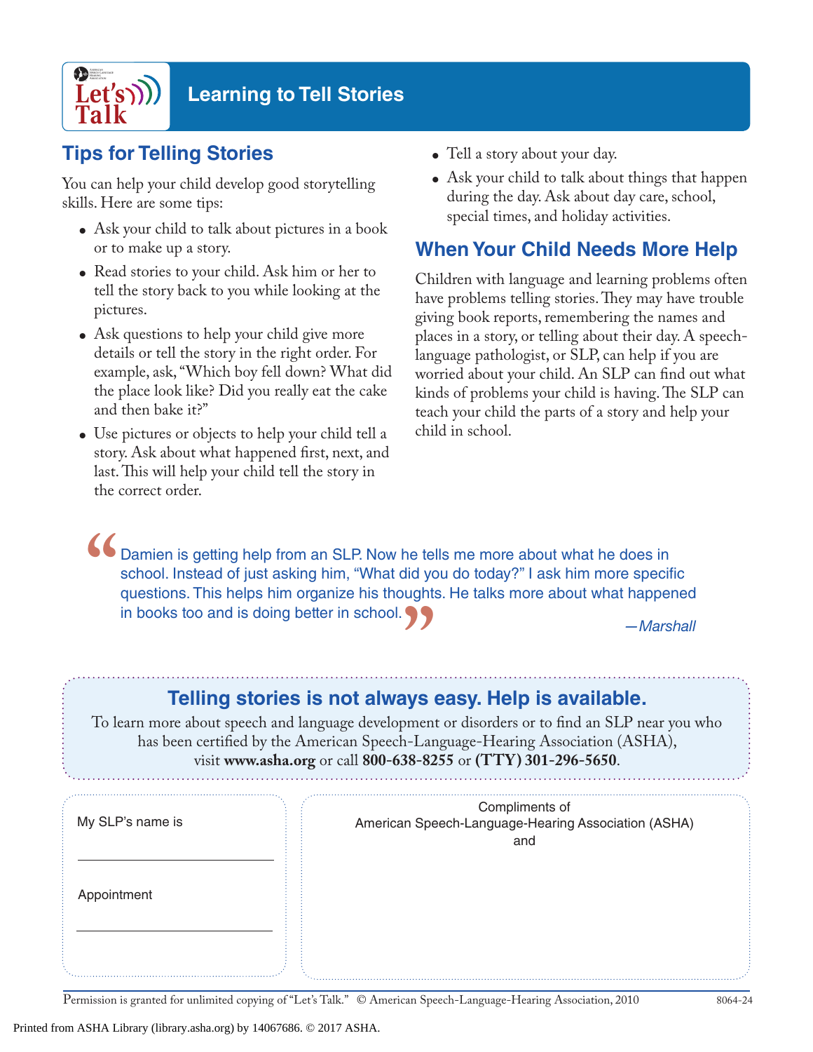# Learning to Tell Stories

## Tips for Telling Stories

You can help your child develop good storytelling skills. Here are some tips:

- Ask your child to talk about pictures in a book or to make up a story.
- Read stories to your child. Ask him or her to tell the story back to you while looking at the pictures.
- Ask questions to help your child give more details or tell the story in the right order. For example, ask, "Which boy fell down? What did the place look like? Did you really eat the cake and then bake it?"
- Use pictures or objects to help your child tell a story. Ask about what happened first, next, and last. This will help your child tell the story in the correct order.
- Tell a story about your day.
- Ask your child to talk about things that happen during the day. Ask about day care, school, special times, and holiday activities.

## When Your Child Needs More Help

Children with language and learning problems often have problems telling stories. They may have trouble giving book reports, remembering the names and places in a story, or telling about their day. A speech-language pathologist, or SLP, can help if you are worried about your child. An SLP can find out what kinds of problems your child is having. The SLP can teach your child the parts of a story and help your child in school.

> "Damien is getting help from an SLP. Now he tells me more about what he does in school. Instead of just asking him, "What did you do today?" I ask him more specific questions. This helps him organize his thoughts. He talks more about what happened in books too and is doing better in school."
>
> *—Marshall*

### Telling stories is not always easy. Help is available.

To learn more about speech and language development or disorders or to find an SLP near you who has been certified by the American Speech-Language-Hearing Association (ASHA), visit **www.asha.org** or call **800-638-8255** or **(TTY) 301-296-5650**.

My SLP's name is ______________________

Appointment ______________________

Compliments of
American Speech-Language-Hearing Association (ASHA)
and

Permission is granted for unlimited copying of "Let's Talk." © American Speech-Language-Hearing Association, 2010 8064-24